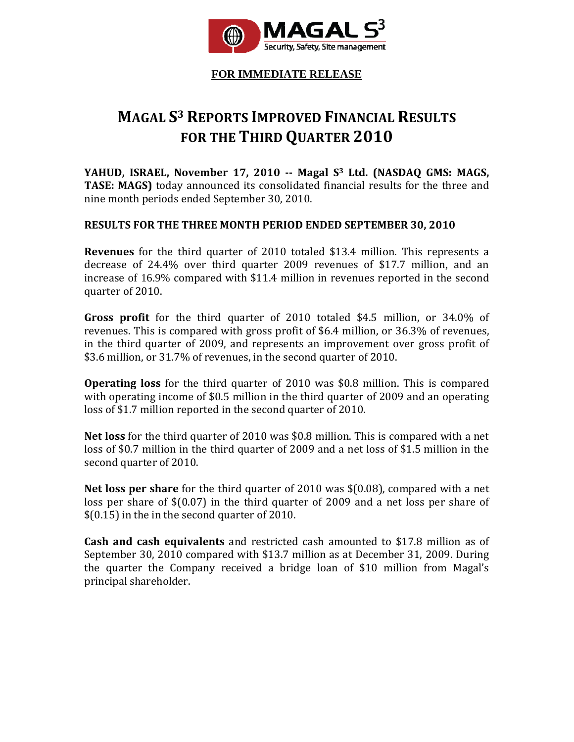**FOR IMMEDIATE RELEASE**

# MAGAL S3 REPORTS IMPROVED FINANCIAL RESULTS FOR THE THIRD QUARTER 2010

**YAHUD, ISRAEL, November 17, 2010 -- Magal S3 Ltd. (NASDAQ GMS: MAGS, TASE: MAGS)** today announced its consolidated financial results for the three and nine month periods ended September 30, 2010.

**RESULTS FOR THE THREE MONTH PERIOD ENDED SEPTEMBER 30, 2010**

**Revenues** for the third quarter of 2010 totaled $13.4 million. This represents a decrease of 24.4% over third quarter 2009 revenues of $17.7 million, and an increase of 16.9% compared with $11.4 million in revenues reported in the second quarter of 2010.

**Gross profit** for the third quarter of 2010 totaled $4.5 million, or 34.0% of revenues. This is compared with gross profit of $6.4 million, or 36.3% of revenues, in the third quarter of 2009, and represents an improvement over gross profit of $3.6 million, or 31.7% of revenues, in the second quarter of 2010.

**Operating loss** for the third quarter of 2010 was $0.8 million. This is compared with operating income of $0.5 million in the third quarter of 2009 and an operating loss of $1.7 million reported in the second quarter of 2010.

**Net loss** for the third quarter of 2010 was $0.8 million. This is compared with a net loss of $0.7 million in the third quarter of 2009 and a net loss of $1.5 million in the second quarter of 2010.

**Net loss per share** for the third quarter of 2010 was $(0.08), compared with a net loss per share of $(0.07) in the third quarter of 2009 and a net loss per share of $(0.15) in the in the second quarter of 2010.

**Cash and cash equivalents** and restricted cash amounted to $17.8 million as of September 30, 2010 compared with $13.7 million as at December 31, 2009. During the quarter the Company received a bridge loan of $10 million from Magal's principal shareholder.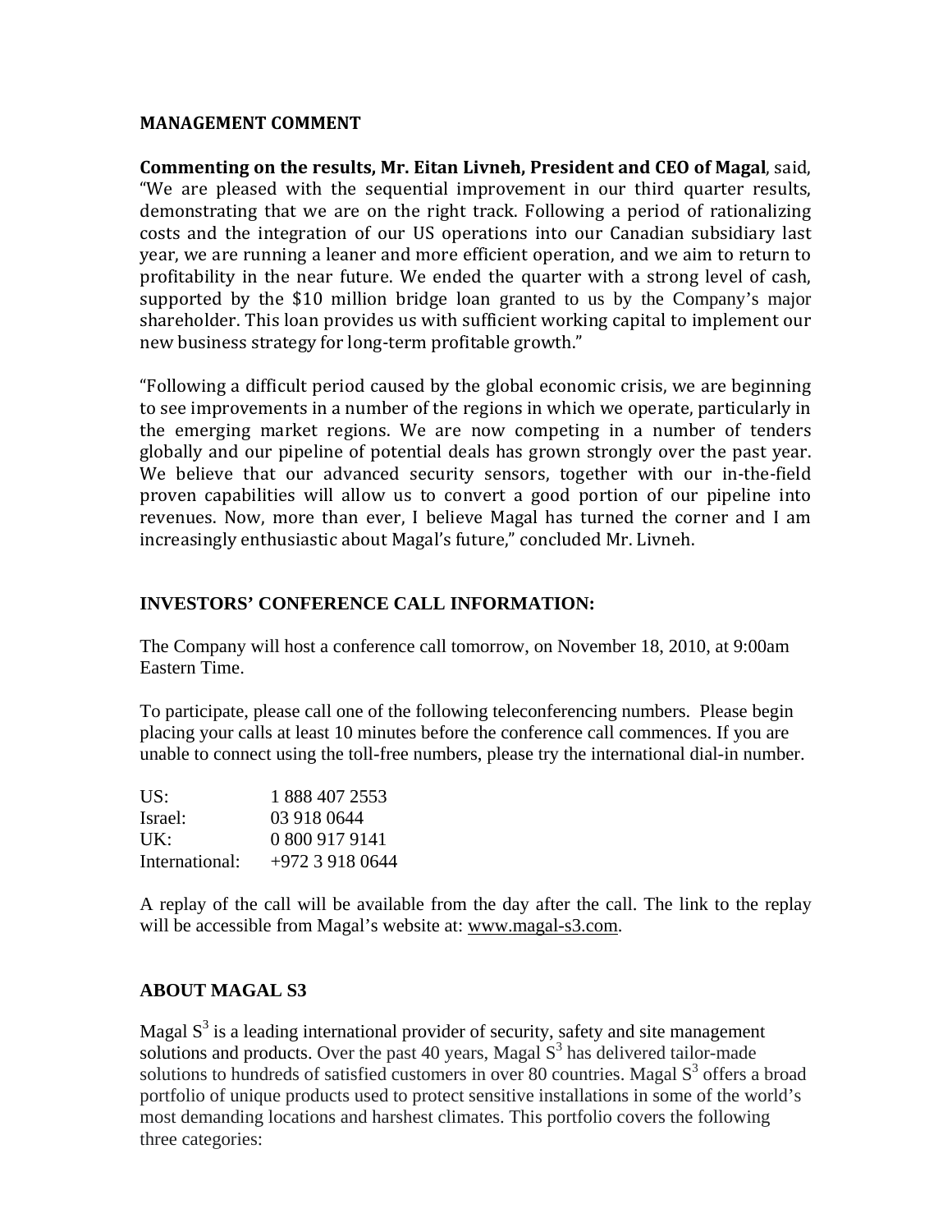## MANAGEMENT COMMENT

**Commenting on the results, Mr. Eitan Livneh, President and CEO of Magal**, said, "We are pleased with the sequential improvement in our third quarter results, demonstrating that we are on the right track. Following a period of rationalizing costs and the integration of our US operations into our Canadian subsidiary last year, we are running a leaner and more efficient operation, and we aim to return to profitability in the near future. We ended the quarter with a strong level of cash, supported by the $10 million bridge loan granted to us by the Company's major shareholder. This loan provides us with sufficient working capital to implement our new business strategy for long-term profitable growth."

"Following a difficult period caused by the global economic crisis, we are beginning to see improvements in a number of the regions in which we operate, particularly in the emerging market regions. We are now competing in a number of tenders globally and our pipeline of potential deals has grown strongly over the past year. We believe that our advanced security sensors, together with our in-the-field proven capabilities will allow us to convert a good portion of our pipeline into revenues. Now, more than ever, I believe Magal has turned the corner and I am increasingly enthusiastic about Magal's future," concluded Mr. Livneh.

## INVESTORS' CONFERENCE CALL INFORMATION:

The Company will host a conference call tomorrow, on November 18, 2010, at 9:00am Eastern Time.

To participate, please call one of the following teleconferencing numbers. Please begin placing your calls at least 10 minutes before the conference call commences. If you are unable to connect using the toll-free numbers, please try the international dial-in number.

| | |
|---|---|
| US: | 1 888 407 2553 |
| Israel: | 03 918 0644 |
| UK: | 0 800 917 9141 |
| International: | +972 3 918 0644 |

A replay of the call will be available from the day after the call. The link to the replay will be accessible from Magal's website at: www.magal-s3.com.

## ABOUT MAGAL S3

Magal $S^3$ is a leading international provider of security, safety and site management solutions and products. Over the past 40 years, Magal $S^3$ has delivered tailor-made solutions to hundreds of satisfied customers in over 80 countries. Magal $S^3$ offers a broad portfolio of unique products used to protect sensitive installations in some of the world's most demanding locations and harshest climates. This portfolio covers the following three categories: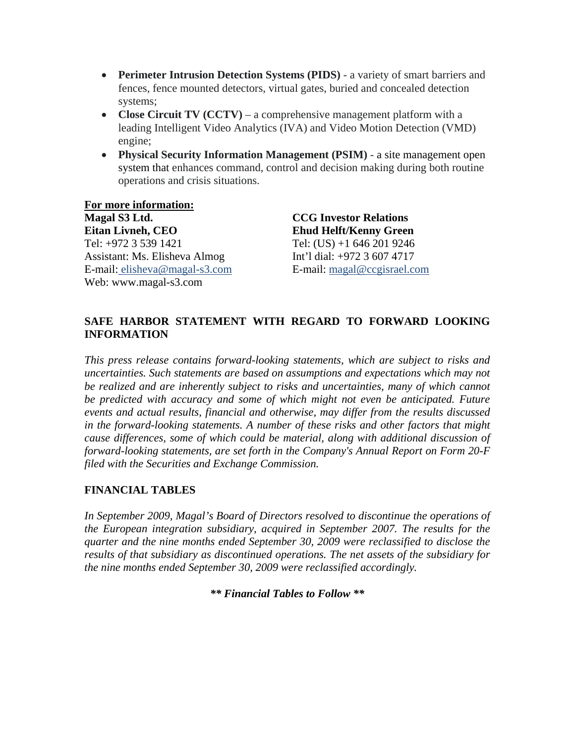- **Perimeter Intrusion Detection Systems (PIDS)** - a variety of smart barriers and fences, fence mounted detectors, virtual gates, buried and concealed detection systems;
- **Close Circuit TV (CCTV)** – a comprehensive management platform with a leading Intelligent Video Analytics (IVA) and Video Motion Detection (VMD) engine;
- **Physical Security Information Management (PSIM)** - a site management open system that enhances command, control and decision making during both routine operations and crisis situations.

**For more information:**

**Magal S3 Ltd.**
**Eitan Livneh, CEO**
Tel: +972 3 539 1421
Assistant: Ms. Elisheva Almog
E-mail: elisheva@magal-s3.com
Web: www.magal-s3.com

**CCG Investor Relations**
**Ehud Helft/Kenny Green**
Tel: (US) +1 646 201 9246
Int'l dial: +972 3 607 4717
E-mail: magal@ccgisrael.com

## SAFE HARBOR STATEMENT WITH REGARD TO FORWARD LOOKING INFORMATION

*This press release contains forward-looking statements, which are subject to risks and uncertainties. Such statements are based on assumptions and expectations which may not be realized and are inherently subject to risks and uncertainties, many of which cannot be predicted with accuracy and some of which might not even be anticipated. Future events and actual results, financial and otherwise, may differ from the results discussed in the forward-looking statements. A number of these risks and other factors that might cause differences, some of which could be material, along with additional discussion of forward-looking statements, are set forth in the Company's Annual Report on Form 20-F filed with the Securities and Exchange Commission.*

## FINANCIAL TABLES

*In September 2009, Magal's Board of Directors resolved to discontinue the operations of the European integration subsidiary, acquired in September 2007. The results for the quarter and the nine months ended September 30, 2009 were reclassified to disclose the results of that subsidiary as discontinued operations. The net assets of the subsidiary for the nine months ended September 30, 2009 were reclassified accordingly.*

***\*\* Financial Tables to Follow \*\****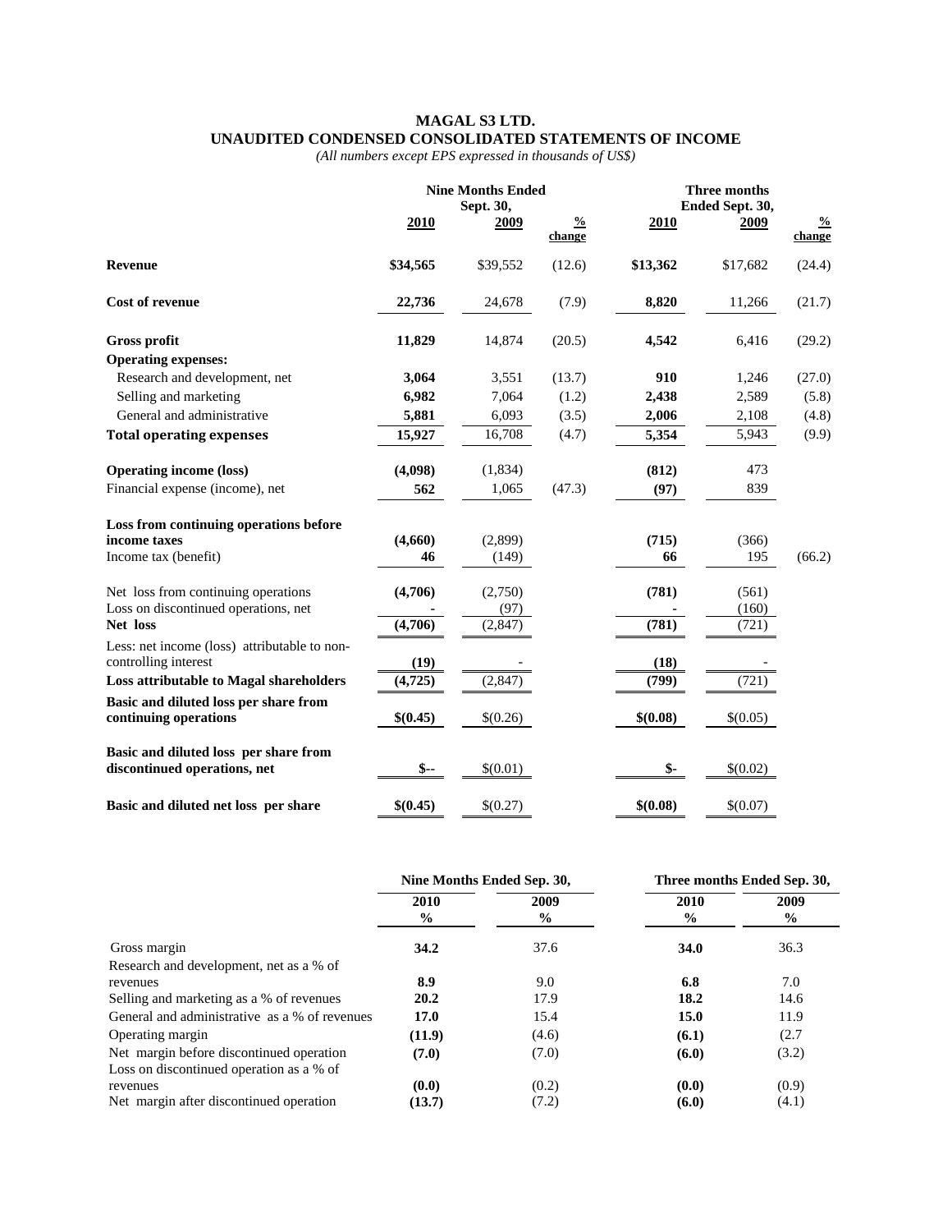# MAGAL S3 LTD.

## UNAUDITED CONDENSED CONSOLIDATED STATEMENTS OF INCOME

*(All numbers except EPS expressed in thousands of US$)*

| | Nine Months Ended Sept. 30, | | | Three months Ended Sept. 30, | | |
|---|---|---|---|---|---|---|
| | 2010 | 2009 | % change | 2010 | 2009 | % change |
| **Revenue** | **$34,565** | $39,552 | (12.6) | **$13,362** | $17,682 | (24.4) |
| **Cost of revenue** | **22,736** | 24,678 | (7.9) | **8,820** | 11,266 | (21.7) |
| **Gross profit** | **11,829** | 14,874 | (20.5) | **4,542** | 6,416 | (29.2) |
| **Operating expenses:** | | | | | | |
| Research and development, net | **3,064** | 3,551 | (13.7) | **910** | 1,246 | (27.0) |
| Selling and marketing | **6,982** | 7,064 | (1.2) | **2,438** | 2,589 | (5.8) |
| General and administrative | **5,881** | 6,093 | (3.5) | **2,006** | 2,108 | (4.8) |
| **Total operating expenses** | **15,927** | 16,708 | (4.7) | **5,354** | 5,943 | (9.9) |
| **Operating income (loss)** | **(4,098)** | (1,834) | | **(812)** | 473 | |
| Financial expense (income), net | **562** | 1,065 | (47.3) | **(97)** | 839 | |
| **Loss from continuing operations before income taxes** | **(4,660)** | (2,899) | | **(715)** | (366) | |
| Income tax (benefit) | **46** | (149) | | **66** | 195 | (66.2) |
| Net loss from continuing operations | **(4,706)** | (2,750) | | **(781)** | (561) | |
| Loss on discontinued operations, net | **-** | (97) | | **-** | (160) | |
| **Net loss** | **(4,706)** | (2,847) | | **(781)** | (721) | |
| Less: net income (loss) attributable to non-controlling interest | **(19)** | - | | **(18)** | - | |
| **Loss attributable to Magal shareholders** | **(4,725)** | (2,847) | | **(799)** | (721) | |
| **Basic and diluted loss per share from continuing operations** | **$(0.45)** | $(0.26) | | **$(0.08)** | $(0.05) | |
| **Basic and diluted loss per share from discontinued operations, net** | **$--** | $(0.01) | | **$-** | $(0.02) | |
| **Basic and diluted net loss per share** | **$(0.45)** | $(0.27) | | **$(0.08)** | $(0.07) | |

| | Nine Months Ended Sep. 30, | | Three months Ended Sep. 30, | |
|---|---|---|---|---|
| | 2010 % | 2009 % | 2010 % | 2009 % |
| Gross margin | **34.2** | 37.6 | **34.0** | 36.3 |
| Research and development, net as a % of revenues | **8.9** | 9.0 | **6.8** | 7.0 |
| Selling and marketing as a % of revenues | **20.2** | 17.9 | **18.2** | 14.6 |
| General and administrative as a % of revenues | **17.0** | 15.4 | **15.0** | 11.9 |
| Operating margin | **(11.9)** | (4.6) | **(6.1)** | (2.7 |
| Net margin before discontinued operation | **(7.0)** | (7.0) | **(6.0)** | (3.2) |
| Loss on discontinued operation as a % of revenues | **(0.0)** | (0.2) | **(0.0)** | (0.9) |
| Net margin after discontinued operation | **(13.7)** | (7.2) | **(6.0)** | (4.1) |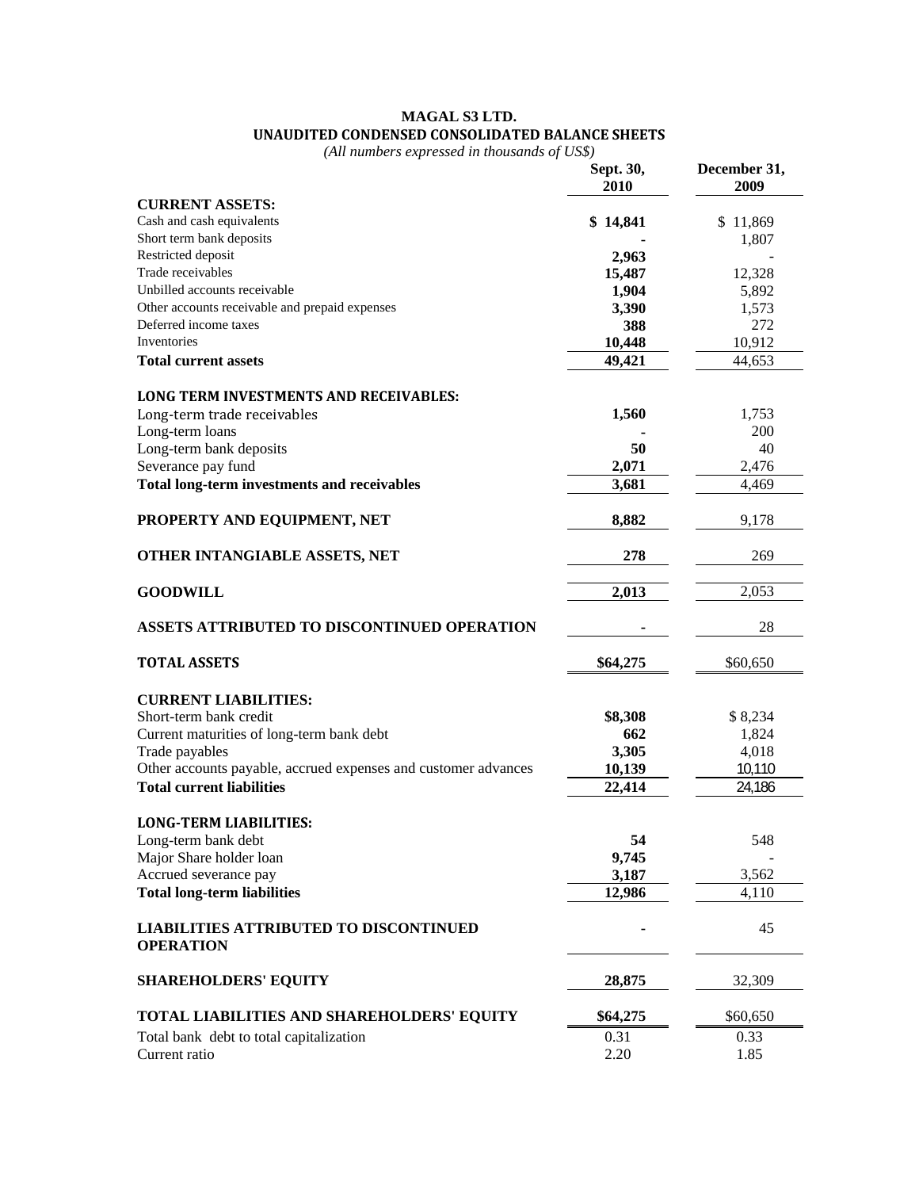**MAGAL S3 LTD.**

**UNAUDITED CONDENSED CONSOLIDATED BALANCE SHEETS**

*(All numbers expressed in thousands of US$)*

| | Sept. 30, 2010 | December 31, 2009 |
|---|---|---|
| **CURRENT ASSETS:** | | |
| Cash and cash equivalents | **$ 14,841** | $ 11,869 |
| Short term bank deposits | **-** | 1,807 |
| Restricted deposit | **2,963** | - |
| Trade receivables | **15,487** | 12,328 |
| Unbilled accounts receivable | **1,904** | 5,892 |
| Other accounts receivable and prepaid expenses | **3,390** | 1,573 |
| Deferred income taxes | **388** | 272 |
| Inventories | **10,448** | 10,912 |
| **Total current assets** | **49,421** | 44,653 |
| **LONG TERM INVESTMENTS AND RECEIVABLES:** | | |
| Long-term trade receivables | **1,560** | 1,753 |
| Long-term loans | **-** | 200 |
| Long-term bank deposits | **50** | 40 |
| Severance pay fund | **2,071** | 2,476 |
| **Total long-term investments and receivables** | **3,681** | 4,469 |
| **PROPERTY AND EQUIPMENT, NET** | **8,882** | 9,178 |
| **OTHER INTANGIABLE ASSETS, NET** | **278** | 269 |
| **GOODWILL** | **2,013** | 2,053 |
| **ASSETS ATTRIBUTED TO DISCONTINUED OPERATION** | **-** | 28 |
| **TOTAL ASSETS** | **$64,275** | $60,650 |
| **CURRENT LIABILITIES:** | | |
| Short-term bank credit | **$8,308** | $ 8,234 |
| Current maturities of long-term bank debt | **662** | 1,824 |
| Trade payables | **3,305** | 4,018 |
| Other accounts payable, accrued expenses and customer advances | **10,139** | 10,110 |
| **Total current liabilities** | **22,414** | 24,186 |
| **LONG-TERM LIABILITIES:** | | |
| Long-term bank debt | **54** | 548 |
| Major Share holder loan | **9,745** | - |
| Accrued severance pay | **3,187** | 3,562 |
| **Total long-term liabilities** | **12,986** | 4,110 |
| **LIABILITIES ATTRIBUTED TO DISCONTINUED OPERATION** | **-** | 45 |
| **SHAREHOLDERS' EQUITY** | **28,875** | 32,309 |
| **TOTAL LIABILITIES AND SHAREHOLDERS' EQUITY** | **$64,275** | $60,650 |
| Total bank debt to total capitalization | 0.31 | 0.33 |
| Current ratio | 2.20 | 1.85 |